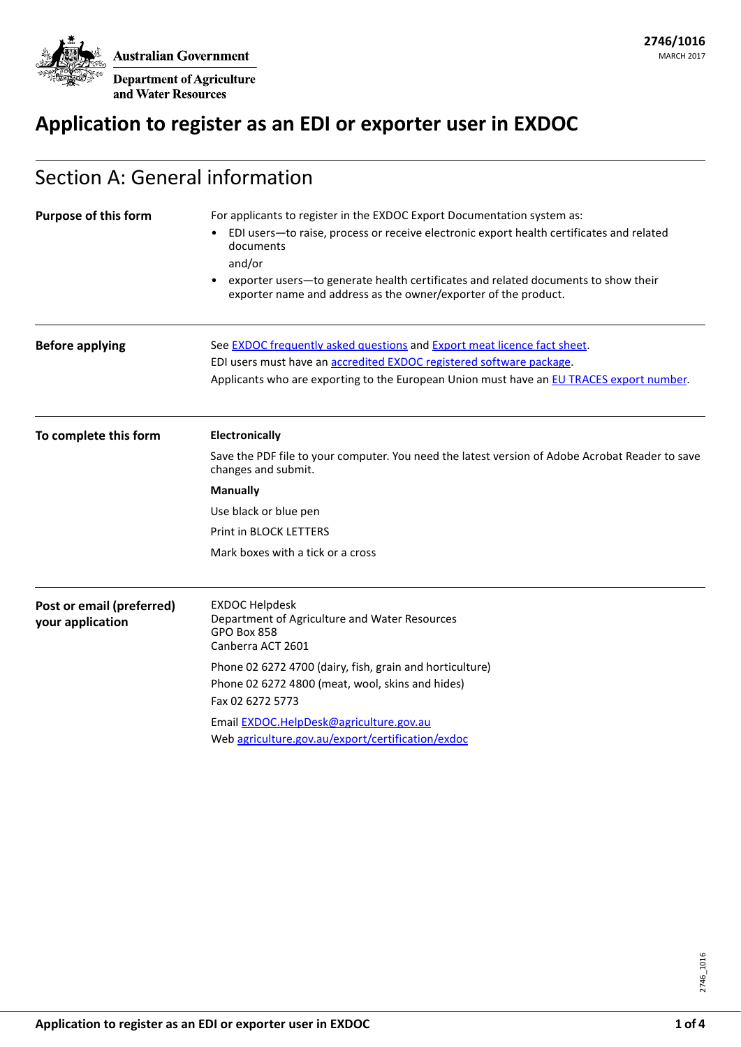Australian Government

Department of Agriculture and Water Resources

**2746/1016**

MARCH 2017

# Application to register as an EDI or exporter user in EXDOC

## Section A: General information

**Purpose of this form**

For applicants to register in the EXDOC Export Documentation system as:

- EDI users—to raise, process or receive electronic export health certificates and related documents

  and/or

- exporter users—to generate health certificates and related documents to show their exporter name and address as the owner/exporter of the product.

**Before applying**

See [EXDOC frequently asked questions]() and [Export meat licence fact sheet]().

EDI users must have an [accredited EXDOC registered software package]().

Applicants who are exporting to the European Union must have an [EU TRACES export number]().

**To complete this form**

**Electronically**

Save the PDF file to your computer. You need the latest version of Adobe Acrobat Reader to save changes and submit.

**Manually**

Use black or blue pen

Print in BLOCK LETTERS

Mark boxes with a tick or a cross

**Post or email (preferred) your application**

EXDOC Helpdesk
Department of Agriculture and Water Resources
GPO Box 858
Canberra ACT 2601

Phone 02 6272 4700 (dairy, fish, grain and horticulture)

Phone 02 6272 4800 (meat, wool, skins and hides)

Fax 02 6272 5773

Email [EXDOC.HelpDesk@agriculture.gov.au]()

Web [agriculture.gov.au/export/certification/exdoc]()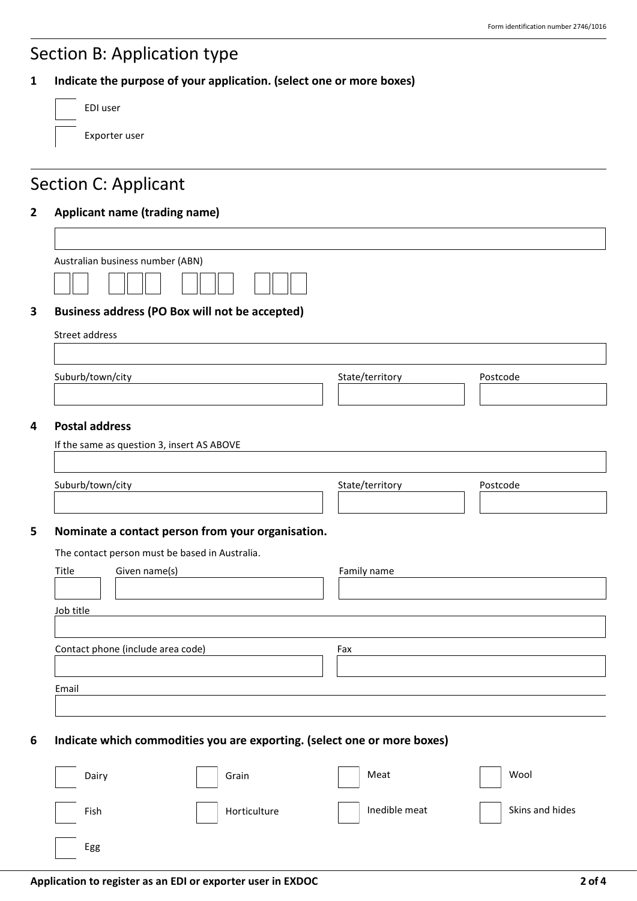## Section B: Application type

**1 Indicate the purpose of your application. (select one or more boxes)**

- ☐ EDI user
- ☐ Exporter user

## Section C: Applicant

**2 Applicant name (trading name)**

Australian business number (ABN)

**3 Business address (PO Box will not be accepted)**

Street address

Suburb/town/city

State/territory

Postcode

**4 Postal address**

If the same as question 3, insert AS ABOVE

Suburb/town/city

State/territory

Postcode

**5 Nominate a contact person from your organisation.**

The contact person must be based in Australia.

Title

Given name(s)

Family name

Job title

Contact phone (include area code)

Fax

Email

**6 Indicate which commodities you are exporting. (select one or more boxes)**

- ☐ Dairy
- ☐ Grain
- ☐ Meat
- ☐ Wool
- ☐ Fish
- ☐ Horticulture
- ☐ Inedible meat
- ☐ Skins and hides
- ☐ Egg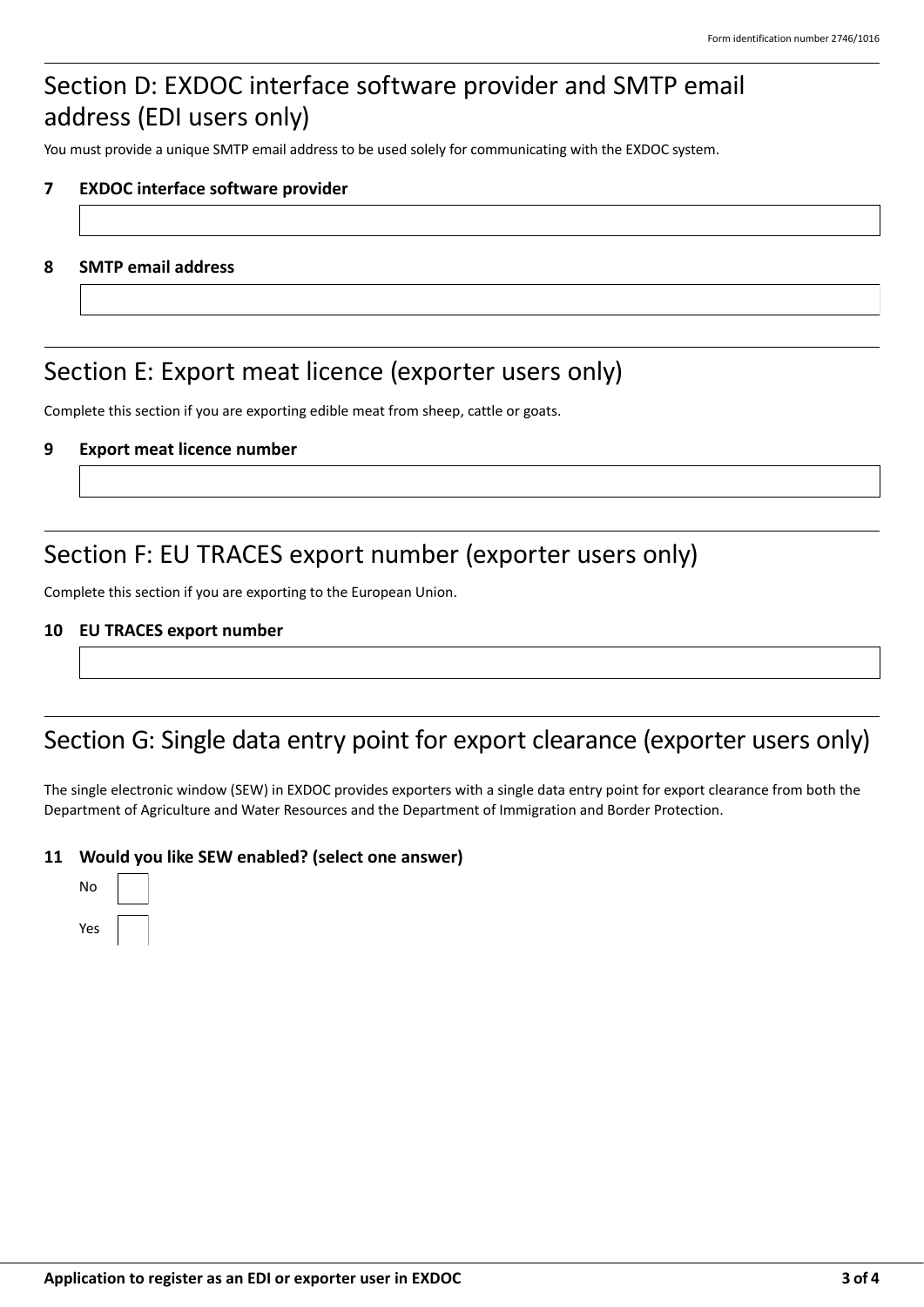Form identification number 2746/1016

## Section D: EXDOC interface software provider and SMTP email address (EDI users only)

You must provide a unique SMTP email address to be used solely for communicating with the EXDOC system.

**7 EXDOC interface software provider**

**8 SMTP email address**

## Section E: Export meat licence (exporter users only)

Complete this section if you are exporting edible meat from sheep, cattle or goats.

**9 Export meat licence number**

## Section F: EU TRACES export number (exporter users only)

Complete this section if you are exporting to the European Union.

**10 EU TRACES export number**

## Section G: Single data entry point for export clearance (exporter users only)

The single electronic window (SEW) in EXDOC provides exporters with a single data entry point for export clearance from both the Department of Agriculture and Water Resources and the Department of Immigration and Border Protection.

**11 Would you like SEW enabled? (select one answer)**

No ☐

Yes ☐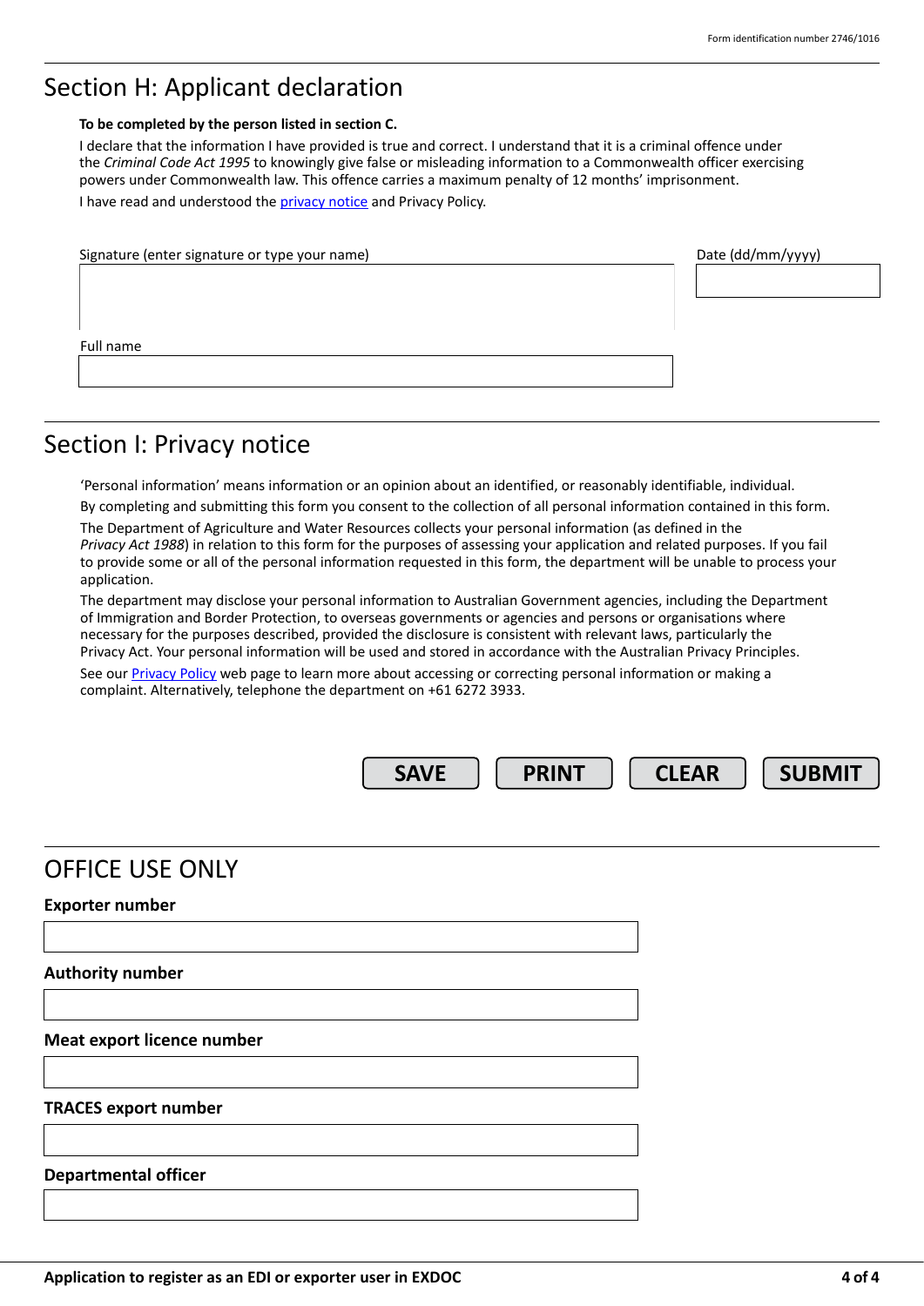Form identification number 2746/1016

## Section H: Applicant declaration

**To be completed by the person listed in section C.**

I declare that the information I have provided is true and correct. I understand that it is a criminal offence under the *Criminal Code Act 1995* to knowingly give false or misleading information to a Commonwealth officer exercising powers under Commonwealth law. This offence carries a maximum penalty of 12 months' imprisonment.

I have read and understood the privacy notice and Privacy Policy.

Signature (enter signature or type your name)

Date (dd/mm/yyyy)

Full name

## Section I: Privacy notice

'Personal information' means information or an opinion about an identified, or reasonably identifiable, individual.

By completing and submitting this form you consent to the collection of all personal information contained in this form.

The Department of Agriculture and Water Resources collects your personal information (as defined in the *Privacy Act 1988*) in relation to this form for the purposes of assessing your application and related purposes. If you fail to provide some or all of the personal information requested in this form, the department will be unable to process your application.

The department may disclose your personal information to Australian Government agencies, including the Department of Immigration and Border Protection, to overseas governments or agencies and persons or organisations where necessary for the purposes described, provided the disclosure is consistent with relevant laws, particularly the Privacy Act. Your personal information will be used and stored in accordance with the Australian Privacy Principles.

See our Privacy Policy web page to learn more about accessing or correcting personal information or making a complaint. Alternatively, telephone the department on +61 6272 3933.

SAVE PRINT CLEAR SUBMIT

## OFFICE USE ONLY

**Exporter number**

**Authority number**

**Meat export licence number**

**TRACES export number**

**Departmental officer**